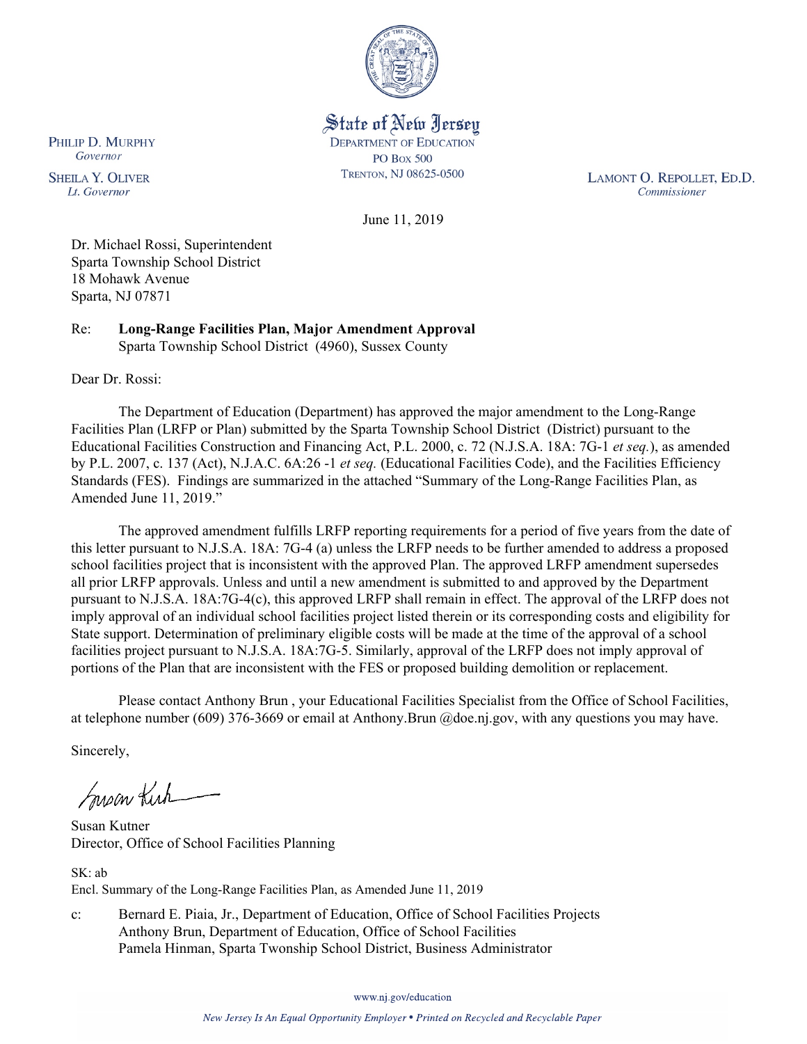State of New Jersey
DEPARTMENT OF EDUCATION
PO Box 500
TRENTON, NJ 08625-0500

PHILIP D. MURPHY
*Governor*

SHEILA Y. OLIVER
*Lt. Governor*

LAMONT O. REPOLLET, ED.D.
*Commissioner*

June 11, 2019

Dr. Michael Rossi, Superintendent
Sparta Township School District
18 Mohawk Avenue
Sparta, NJ 07871

Re: **Long-Range Facilities Plan, Major Amendment Approval**
Sparta Township School District (4960), Sussex County

Dear Dr. Rossi:

The Department of Education (Department) has approved the major amendment to the Long-Range Facilities Plan (LRFP or Plan) submitted by the Sparta Township School District (District) pursuant to the Educational Facilities Construction and Financing Act, P.L. 2000, c. 72 (N.J.S.A. 18A: 7G-1 *et seq.*), as amended by P.L. 2007, c. 137 (Act), N.J.A.C. 6A:26 -1 *et seq.* (Educational Facilities Code), and the Facilities Efficiency Standards (FES). Findings are summarized in the attached "Summary of the Long-Range Facilities Plan, as Amended June 11, 2019."

The approved amendment fulfills LRFP reporting requirements for a period of five years from the date of this letter pursuant to N.J.S.A. 18A: 7G-4 (a) unless the LRFP needs to be further amended to address a proposed school facilities project that is inconsistent with the approved Plan. The approved LRFP amendment supersedes all prior LRFP approvals. Unless and until a new amendment is submitted to and approved by the Department pursuant to N.J.S.A. 18A:7G-4(c), this approved LRFP shall remain in effect. The approval of the LRFP does not imply approval of an individual school facilities project listed therein or its corresponding costs and eligibility for State support. Determination of preliminary eligible costs will be made at the time of the approval of a school facilities project pursuant to N.J.S.A. 18A:7G-5. Similarly, approval of the LRFP does not imply approval of portions of the Plan that are inconsistent with the FES or proposed building demolition or replacement.

Please contact Anthony Brun , your Educational Facilities Specialist from the Office of School Facilities, at telephone number (609) 376-3669 or email at Anthony.Brun @doe.nj.gov, with any questions you may have.

Sincerely,

Susan Kutner
Director, Office of School Facilities Planning

SK: ab
Encl. Summary of the Long-Range Facilities Plan, as Amended June 11, 2019

c: Bernard E. Piaia, Jr., Department of Education, Office of School Facilities Projects
Anthony Brun, Department of Education, Office of School Facilities
Pamela Hinman, Sparta Twonship School District, Business Administrator

www.nj.gov/education

*New Jersey Is An Equal Opportunity Employer • Printed on Recycled and Recyclable Paper*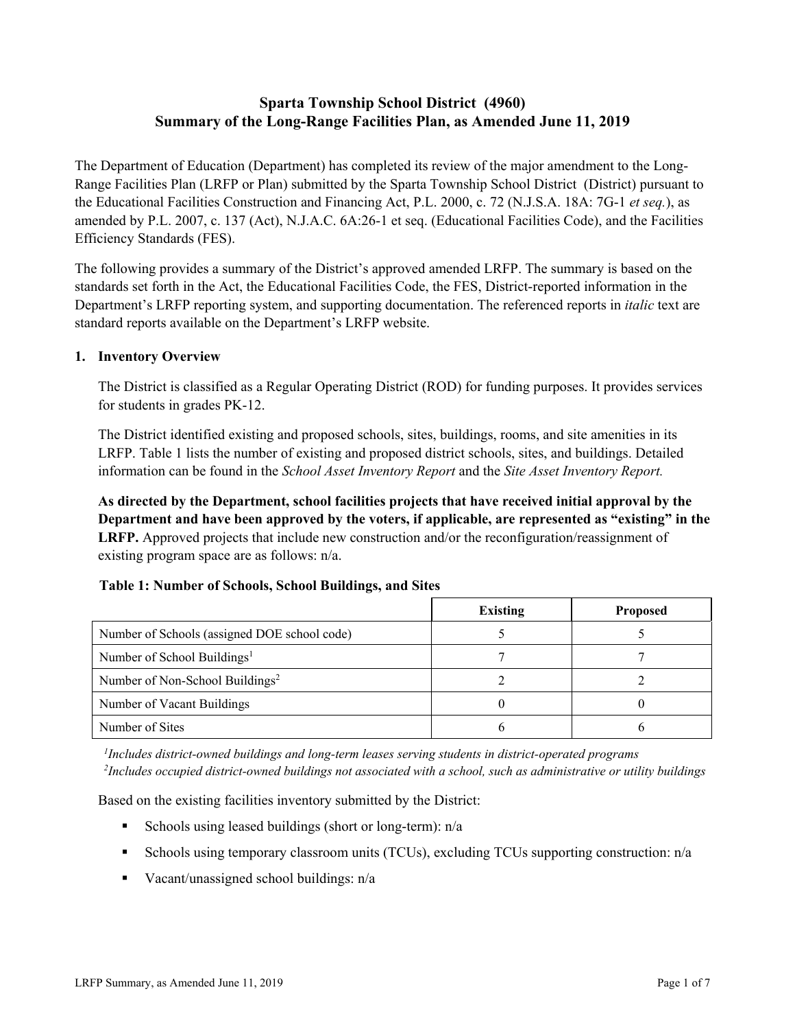# Sparta Township School District (4960)
# Summary of the Long-Range Facilities Plan, as Amended June 11, 2019

The Department of Education (Department) has completed its review of the major amendment to the Long-Range Facilities Plan (LRFP or Plan) submitted by the Sparta Township School District (District) pursuant to the Educational Facilities Construction and Financing Act, P.L. 2000, c. 72 (N.J.S.A. 18A: 7G-1 *et seq.*), as amended by P.L. 2007, c. 137 (Act), N.J.A.C. 6A:26-1 et seq. (Educational Facilities Code), and the Facilities Efficiency Standards (FES).

The following provides a summary of the District's approved amended LRFP. The summary is based on the standards set forth in the Act, the Educational Facilities Code, the FES, District-reported information in the Department's LRFP reporting system, and supporting documentation. The referenced reports in *italic* text are standard reports available on the Department's LRFP website.

## 1. Inventory Overview

The District is classified as a Regular Operating District (ROD) for funding purposes. It provides services for students in grades PK-12.

The District identified existing and proposed schools, sites, buildings, rooms, and site amenities in its LRFP. Table 1 lists the number of existing and proposed district schools, sites, and buildings. Detailed information can be found in the *School Asset Inventory Report* and the *Site Asset Inventory Report.*

**As directed by the Department, school facilities projects that have received initial approval by the Department and have been approved by the voters, if applicable, are represented as "existing" in the LRFP.** Approved projects that include new construction and/or the reconfiguration/reassignment of existing program space are as follows: n/a.

**Table 1: Number of Schools, School Buildings, and Sites**

| | Existing | Proposed |
|---|---|---|
| Number of Schools (assigned DOE school code) | 5 | 5 |
| Number of School Buildings[1] | 7 | 7 |
| Number of Non-School Buildings[2] | 2 | 2 |
| Number of Vacant Buildings | 0 | 0 |
| Number of Sites | 6 | 6 |

*[1]Includes district-owned buildings and long-term leases serving students in district-operated programs*
*[2]Includes occupied district-owned buildings not associated with a school, such as administrative or utility buildings*

Based on the existing facilities inventory submitted by the District:

- Schools using leased buildings (short or long-term): n/a
- Schools using temporary classroom units (TCUs), excluding TCUs supporting construction: n/a
- Vacant/unassigned school buildings: n/a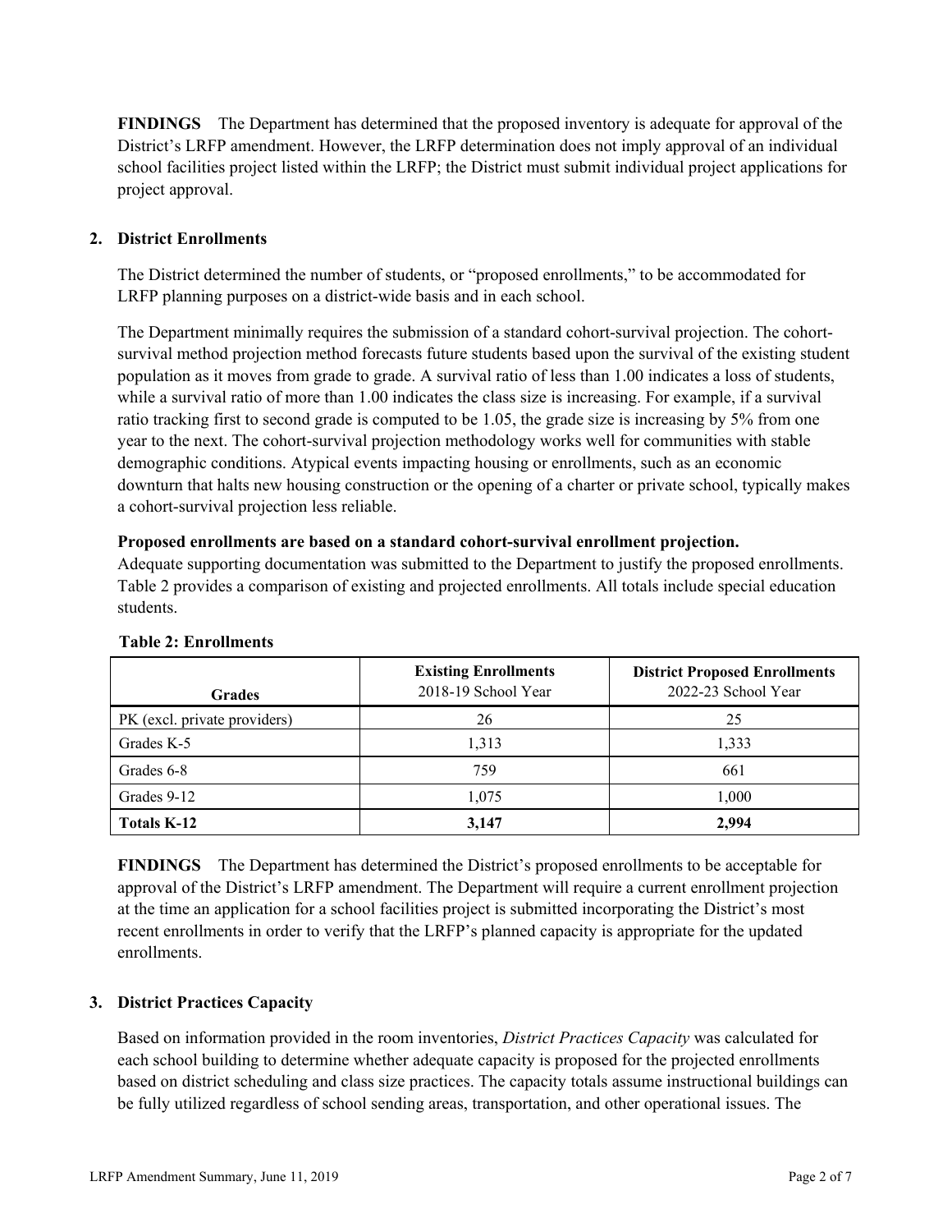**FINDINGS** The Department has determined that the proposed inventory is adequate for approval of the District's LRFP amendment. However, the LRFP determination does not imply approval of an individual school facilities project listed within the LRFP; the District must submit individual project applications for project approval.

## 2. District Enrollments

The District determined the number of students, or "proposed enrollments," to be accommodated for LRFP planning purposes on a district-wide basis and in each school.

The Department minimally requires the submission of a standard cohort-survival projection. The cohort-survival method projection method forecasts future students based upon the survival of the existing student population as it moves from grade to grade. A survival ratio of less than 1.00 indicates a loss of students, while a survival ratio of more than 1.00 indicates the class size is increasing. For example, if a survival ratio tracking first to second grade is computed to be 1.05, the grade size is increasing by 5% from one year to the next. The cohort-survival projection methodology works well for communities with stable demographic conditions. Atypical events impacting housing or enrollments, such as an economic downturn that halts new housing construction or the opening of a charter or private school, typically makes a cohort-survival projection less reliable.

**Proposed enrollments are based on a standard cohort-survival enrollment projection.**
Adequate supporting documentation was submitted to the Department to justify the proposed enrollments. Table 2 provides a comparison of existing and projected enrollments. All totals include special education students.

**Table 2: Enrollments**

| Grades | Existing Enrollments 2018-19 School Year | District Proposed Enrollments 2022-23 School Year |
|---|---|---|
| PK (excl. private providers) | 26 | 25 |
| Grades K-5 | 1,313 | 1,333 |
| Grades 6-8 | 759 | 661 |
| Grades 9-12 | 1,075 | 1,000 |
| **Totals K-12** | **3,147** | **2,994** |

**FINDINGS** The Department has determined the District's proposed enrollments to be acceptable for approval of the District's LRFP amendment. The Department will require a current enrollment projection at the time an application for a school facilities project is submitted incorporating the District's most recent enrollments in order to verify that the LRFP's planned capacity is appropriate for the updated enrollments.

## 3. District Practices Capacity

Based on information provided in the room inventories, *District Practices Capacity* was calculated for each school building to determine whether adequate capacity is proposed for the projected enrollments based on district scheduling and class size practices. The capacity totals assume instructional buildings can be fully utilized regardless of school sending areas, transportation, and other operational issues. The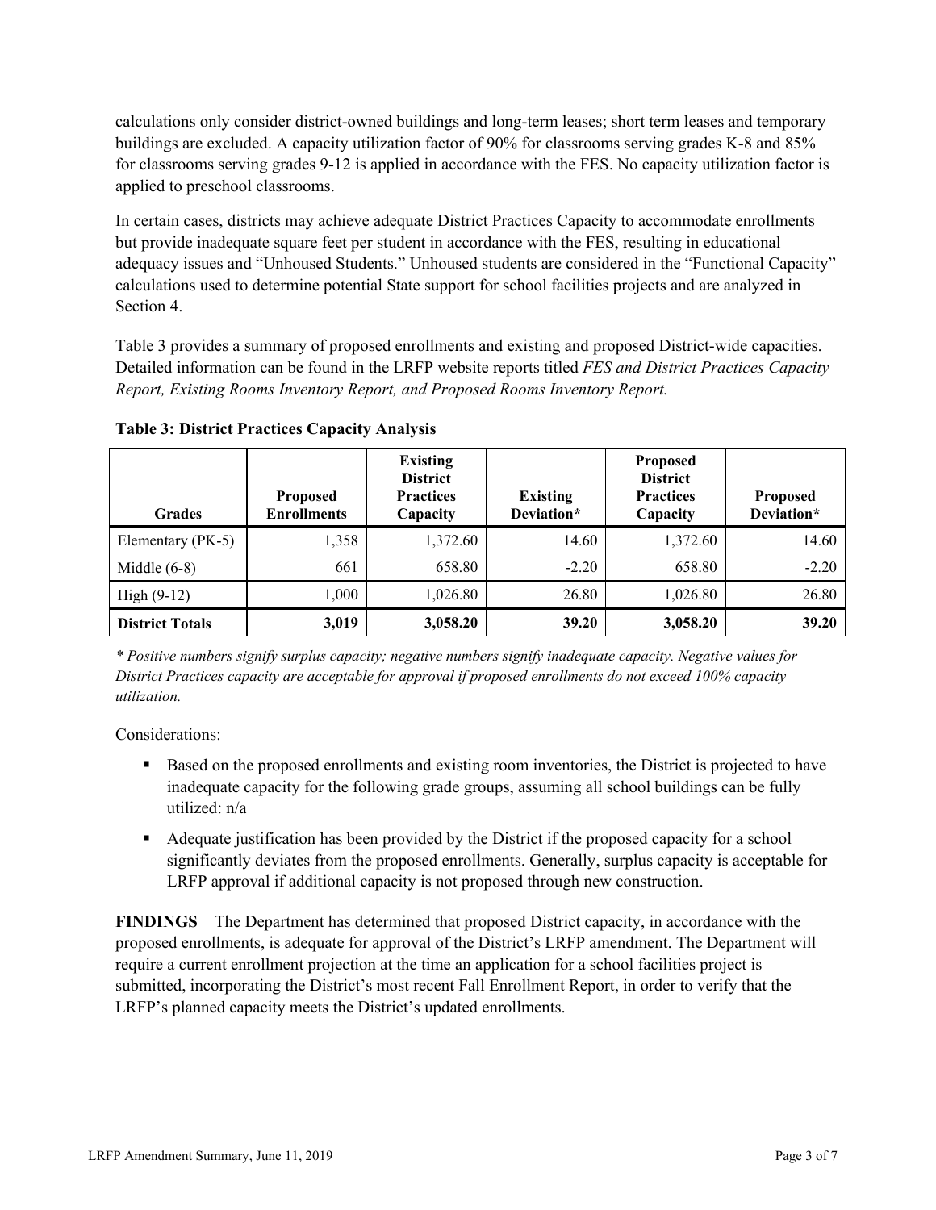calculations only consider district-owned buildings and long-term leases; short term leases and temporary buildings are excluded. A capacity utilization factor of 90% for classrooms serving grades K-8 and 85% for classrooms serving grades 9-12 is applied in accordance with the FES. No capacity utilization factor is applied to preschool classrooms.

In certain cases, districts may achieve adequate District Practices Capacity to accommodate enrollments but provide inadequate square feet per student in accordance with the FES, resulting in educational adequacy issues and "Unhoused Students." Unhoused students are considered in the "Functional Capacity" calculations used to determine potential State support for school facilities projects and are analyzed in Section 4.

Table 3 provides a summary of proposed enrollments and existing and proposed District-wide capacities. Detailed information can be found in the LRFP website reports titled *FES and District Practices Capacity Report, Existing Rooms Inventory Report, and Proposed Rooms Inventory Report.*

**Table 3: District Practices Capacity Analysis**

| Grades | Proposed Enrollments | Existing District Practices Capacity | Existing Deviation* | Proposed District Practices Capacity | Proposed Deviation* |
|---|---|---|---|---|---|
| Elementary (PK-5) | 1,358 | 1,372.60 | 14.60 | 1,372.60 | 14.60 |
| Middle (6-8) | 661 | 658.80 | -2.20 | 658.80 | -2.20 |
| High (9-12) | 1,000 | 1,026.80 | 26.80 | 1,026.80 | 26.80 |
| **District Totals** | **3,019** | **3,058.20** | **39.20** | **3,058.20** | **39.20** |

*\* Positive numbers signify surplus capacity; negative numbers signify inadequate capacity. Negative values for District Practices capacity are acceptable for approval if proposed enrollments do not exceed 100% capacity utilization.*

Considerations:

- Based on the proposed enrollments and existing room inventories, the District is projected to have inadequate capacity for the following grade groups, assuming all school buildings can be fully utilized: n/a
- Adequate justification has been provided by the District if the proposed capacity for a school significantly deviates from the proposed enrollments. Generally, surplus capacity is acceptable for LRFP approval if additional capacity is not proposed through new construction.

**FINDINGS** The Department has determined that proposed District capacity, in accordance with the proposed enrollments, is adequate for approval of the District's LRFP amendment. The Department will require a current enrollment projection at the time an application for a school facilities project is submitted, incorporating the District's most recent Fall Enrollment Report, in order to verify that the LRFP's planned capacity meets the District's updated enrollments.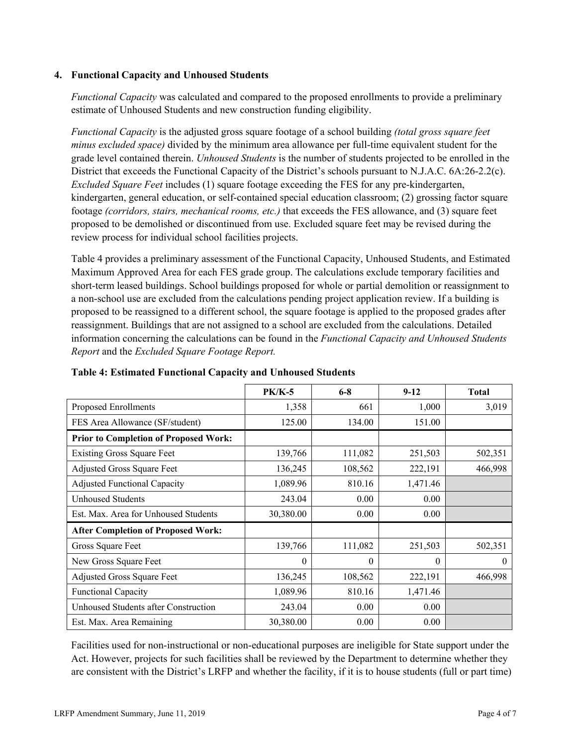### 4. Functional Capacity and Unhoused Students

*Functional Capacity* was calculated and compared to the proposed enrollments to provide a preliminary estimate of Unhoused Students and new construction funding eligibility.

*Functional Capacity* is the adjusted gross square footage of a school building *(total gross square feet minus excluded space)* divided by the minimum area allowance per full-time equivalent student for the grade level contained therein. *Unhoused Students* is the number of students projected to be enrolled in the District that exceeds the Functional Capacity of the District's schools pursuant to N.J.A.C. 6A:26-2.2(c). *Excluded Square Feet* includes (1) square footage exceeding the FES for any pre-kindergarten, kindergarten, general education, or self-contained special education classroom; (2) grossing factor square footage *(corridors, stairs, mechanical rooms, etc.)* that exceeds the FES allowance, and (3) square feet proposed to be demolished or discontinued from use. Excluded square feet may be revised during the review process for individual school facilities projects.

Table 4 provides a preliminary assessment of the Functional Capacity, Unhoused Students, and Estimated Maximum Approved Area for each FES grade group. The calculations exclude temporary facilities and short-term leased buildings. School buildings proposed for whole or partial demolition or reassignment to a non-school use are excluded from the calculations pending project application review. If a building is proposed to be reassigned to a different school, the square footage is applied to the proposed grades after reassignment. Buildings that are not assigned to a school are excluded from the calculations. Detailed information concerning the calculations can be found in the *Functional Capacity and Unhoused Students Report* and the *Excluded Square Footage Report.*

**Table 4: Estimated Functional Capacity and Unhoused Students**

| | PK/K-5 | 6-8 | 9-12 | Total |
|---|---|---|---|---|
| Proposed Enrollments | 1,358 | 661 | 1,000 | 3,019 |
| FES Area Allowance (SF/student) | 125.00 | 134.00 | 151.00 | |
| **Prior to Completion of Proposed Work:** | | | | |
| Existing Gross Square Feet | 139,766 | 111,082 | 251,503 | 502,351 |
| Adjusted Gross Square Feet | 136,245 | 108,562 | 222,191 | 466,998 |
| Adjusted Functional Capacity | 1,089.96 | 810.16 | 1,471.46 | |
| Unhoused Students | 243.04 | 0.00 | 0.00 | |
| Est. Max. Area for Unhoused Students | 30,380.00 | 0.00 | 0.00 | |
| **After Completion of Proposed Work:** | | | | |
| Gross Square Feet | 139,766 | 111,082 | 251,503 | 502,351 |
| New Gross Square Feet | 0 | 0 | 0 | 0 |
| Adjusted Gross Square Feet | 136,245 | 108,562 | 222,191 | 466,998 |
| Functional Capacity | 1,089.96 | 810.16 | 1,471.46 | |
| Unhoused Students after Construction | 243.04 | 0.00 | 0.00 | |
| Est. Max. Area Remaining | 30,380.00 | 0.00 | 0.00 | |

Facilities used for non-instructional or non-educational purposes are ineligible for State support under the Act. However, projects for such facilities shall be reviewed by the Department to determine whether they are consistent with the District's LRFP and whether the facility, if it is to house students (full or part time)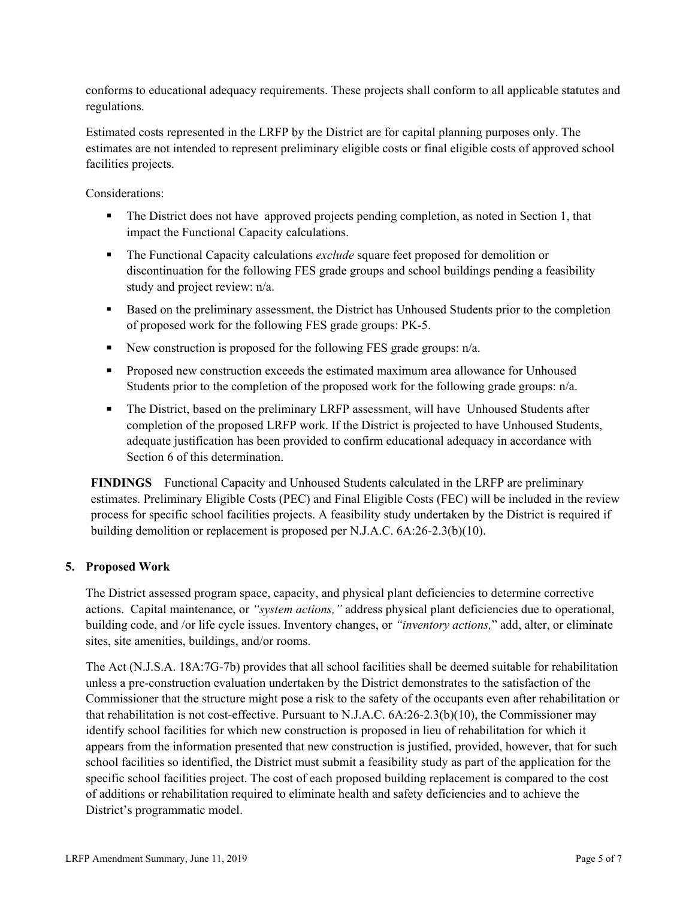conforms to educational adequacy requirements. These projects shall conform to all applicable statutes and regulations.

Estimated costs represented in the LRFP by the District are for capital planning purposes only. The estimates are not intended to represent preliminary eligible costs or final eligible costs of approved school facilities projects.

Considerations:

- The District does not have approved projects pending completion, as noted in Section 1, that impact the Functional Capacity calculations.
- The Functional Capacity calculations *exclude* square feet proposed for demolition or discontinuation for the following FES grade groups and school buildings pending a feasibility study and project review: n/a.
- Based on the preliminary assessment, the District has Unhoused Students prior to the completion of proposed work for the following FES grade groups: PK-5.
- New construction is proposed for the following FES grade groups: n/a.
- Proposed new construction exceeds the estimated maximum area allowance for Unhoused Students prior to the completion of the proposed work for the following grade groups: n/a.
- The District, based on the preliminary LRFP assessment, will have Unhoused Students after completion of the proposed LRFP work. If the District is projected to have Unhoused Students, adequate justification has been provided to confirm educational adequacy in accordance with Section 6 of this determination.

**FINDINGS** Functional Capacity and Unhoused Students calculated in the LRFP are preliminary estimates. Preliminary Eligible Costs (PEC) and Final Eligible Costs (FEC) will be included in the review process for specific school facilities projects. A feasibility study undertaken by the District is required if building demolition or replacement is proposed per N.J.A.C. 6A:26-2.3(b)(10).

## 5. Proposed Work

The District assessed program space, capacity, and physical plant deficiencies to determine corrective actions. Capital maintenance, or *"system actions,"* address physical plant deficiencies due to operational, building code, and /or life cycle issues. Inventory changes, or *"inventory actions,"* add, alter, or eliminate sites, site amenities, buildings, and/or rooms.

The Act (N.J.S.A. 18A:7G-7b) provides that all school facilities shall be deemed suitable for rehabilitation unless a pre-construction evaluation undertaken by the District demonstrates to the satisfaction of the Commissioner that the structure might pose a risk to the safety of the occupants even after rehabilitation or that rehabilitation is not cost-effective. Pursuant to N.J.A.C. 6A:26-2.3(b)(10), the Commissioner may identify school facilities for which new construction is proposed in lieu of rehabilitation for which it appears from the information presented that new construction is justified, provided, however, that for such school facilities so identified, the District must submit a feasibility study as part of the application for the specific school facilities project. The cost of each proposed building replacement is compared to the cost of additions or rehabilitation required to eliminate health and safety deficiencies and to achieve the District's programmatic model.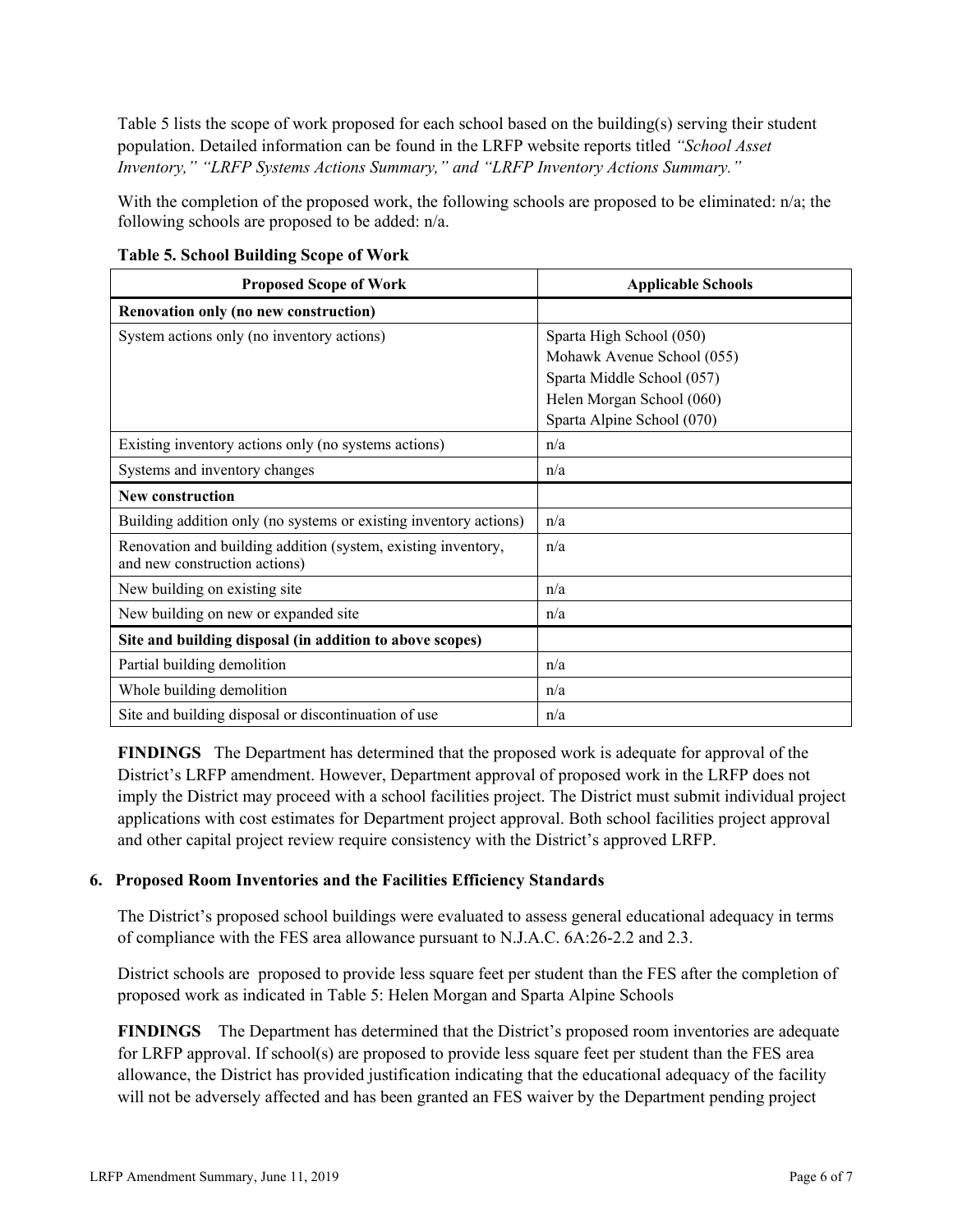Table 5 lists the scope of work proposed for each school based on the building(s) serving their student population. Detailed information can be found in the LRFP website reports titled *"School Asset Inventory," "LRFP Systems Actions Summary," and "LRFP Inventory Actions Summary."*

With the completion of the proposed work, the following schools are proposed to be eliminated: n/a; the following schools are proposed to be added: n/a.

**Table 5. School Building Scope of Work**

| Proposed Scope of Work | Applicable Schools |
|---|---|
| **Renovation only (no new construction)** | |
| System actions only (no inventory actions) | Sparta High School (050)<br>Mohawk Avenue School (055)<br>Sparta Middle School (057)<br>Helen Morgan School (060)<br>Sparta Alpine School (070) |
| Existing inventory actions only (no systems actions) | n/a |
| Systems and inventory changes | n/a |
| **New construction** | |
| Building addition only (no systems or existing inventory actions) | n/a |
| Renovation and building addition (system, existing inventory, and new construction actions) | n/a |
| New building on existing site | n/a |
| New building on new or expanded site | n/a |
| **Site and building disposal (in addition to above scopes)** | |
| Partial building demolition | n/a |
| Whole building demolition | n/a |
| Site and building disposal or discontinuation of use | n/a |

**FINDINGS** The Department has determined that the proposed work is adequate for approval of the District's LRFP amendment. However, Department approval of proposed work in the LRFP does not imply the District may proceed with a school facilities project. The District must submit individual project applications with cost estimates for Department project approval. Both school facilities project approval and other capital project review require consistency with the District's approved LRFP.

### 6. Proposed Room Inventories and the Facilities Efficiency Standards

The District's proposed school buildings were evaluated to assess general educational adequacy in terms of compliance with the FES area allowance pursuant to N.J.A.C. 6A:26-2.2 and 2.3.

District schools are proposed to provide less square feet per student than the FES after the completion of proposed work as indicated in Table 5: Helen Morgan and Sparta Alpine Schools

**FINDINGS** The Department has determined that the District's proposed room inventories are adequate for LRFP approval. If school(s) are proposed to provide less square feet per student than the FES area allowance, the District has provided justification indicating that the educational adequacy of the facility will not be adversely affected and has been granted an FES waiver by the Department pending project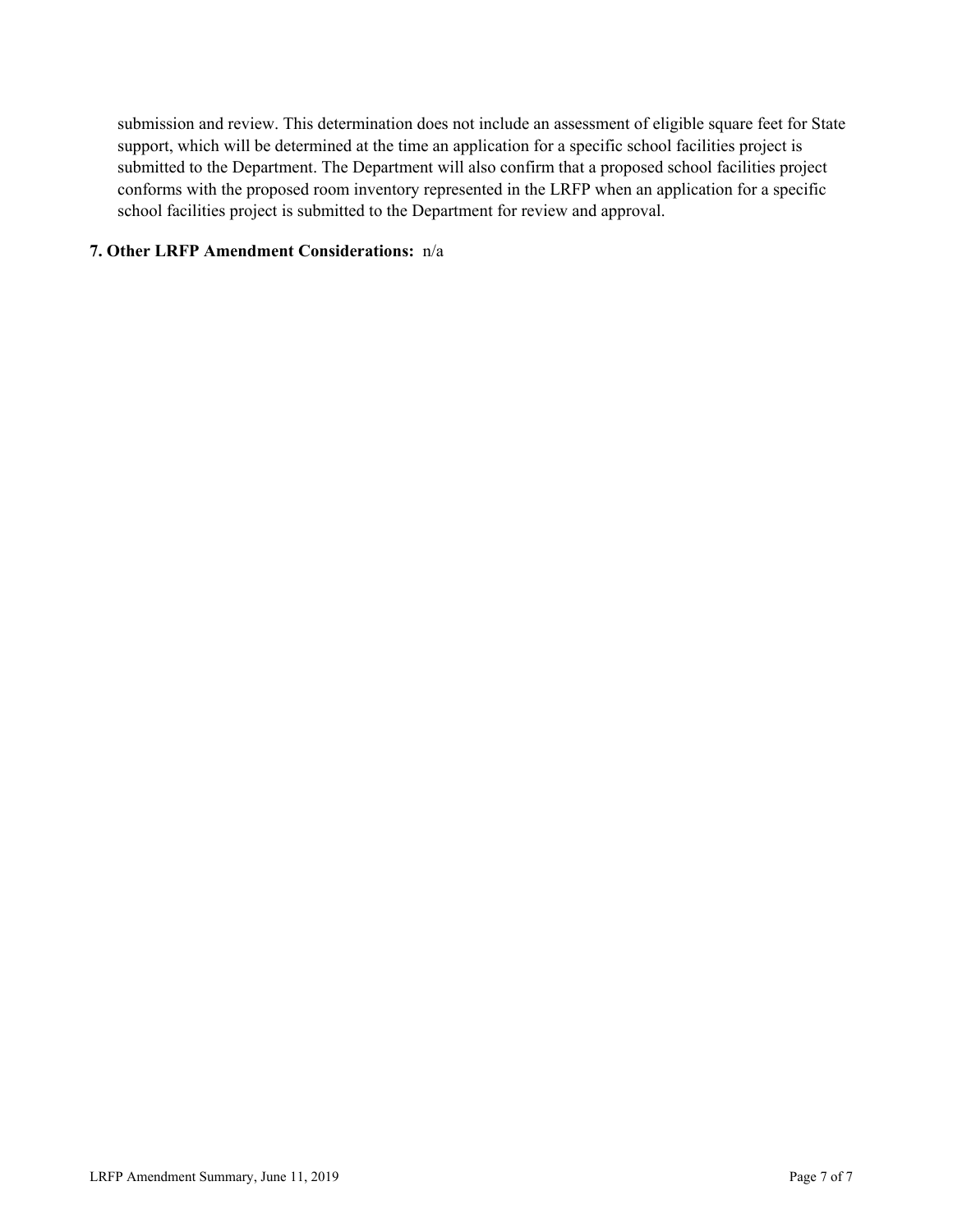submission and review. This determination does not include an assessment of eligible square feet for State support, which will be determined at the time an application for a specific school facilities project is submitted to the Department. The Department will also confirm that a proposed school facilities project conforms with the proposed room inventory represented in the LRFP when an application for a specific school facilities project is submitted to the Department for review and approval.

**7. Other LRFP Amendment Considerations:** n/a